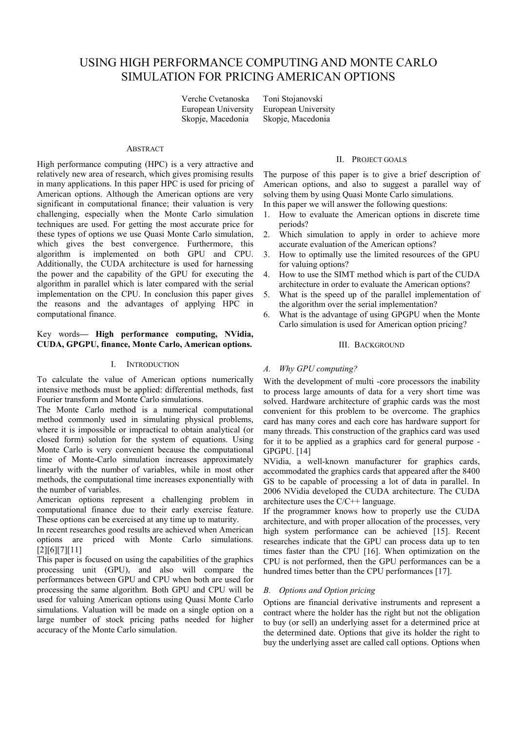# USING HIGH PERFORMANCE COMPUTING AND MONTE CARLO SIMULATION FOR PRICING AMERICAN OPTIONS

Verche Cvetanoska
European University
Skopje, Macedonia

Toni Stojanovski
European University
Skopje, Macedonia

## ABSTRACT

High performance computing (HPC) is a very attractive and relatively new area of research, which gives promising results in many applications. In this paper HPC is used for pricing of American options. Although the American options are very significant in computational finance; their valuation is very challenging, especially when the Monte Carlo simulation techniques are used. For getting the most accurate price for these types of options we use Quasi Monte Carlo simulation, which gives the best convergence. Furthermore, this algorithm is implemented on both GPU and CPU. Additionally, the CUDA architecture is used for harnessing the power and the capability of the GPU for executing the algorithm in parallel which is later compared with the serial implementation on the CPU. In conclusion this paper gives the reasons and the advantages of applying HPC in computational finance.

Key words— **High performance computing, NVidia, CUDA, GPGPU, finance, Monte Carlo, American options.**

## I. INTRODUCTION

To calculate the value of American options numerically intensive methods must be applied: differential methods, fast Fourier transform and Monte Carlo simulations.

The Monte Carlo method is a numerical computational method commonly used in simulating physical problems, where it is impossible or impractical to obtain analytical (or closed form) solution for the system of equations. Using Monte Carlo is very convenient because the computational time of Monte-Carlo simulation increases approximately linearly with the number of variables, while in most other methods, the computational time increases exponentially with the number of variables.

American options represent a challenging problem in computational finance due to their early exercise feature. These options can be exercised at any time up to maturity.

In recent researches good results are achieved when American options are priced with Monte Carlo simulations. [2][6][7][11]

This paper is focused on using the capabilities of the graphics processing unit (GPU), and also will compare the performances between GPU and CPU when both are used for processing the same algorithm. Both GPU and CPU will be used for valuing American options using Quasi Monte Carlo simulations. Valuation will be made on a single option on a large number of stock pricing paths needed for higher accuracy of the Monte Carlo simulation.

## II. PROJECT GOALS

The purpose of this paper is to give a brief description of American options, and also to suggest a parallel way of solving them by using Quasi Monte Carlo simulations.

In this paper we will answer the following questions:

1. How to evaluate the American options in discrete time periods?
2. Which simulation to apply in order to achieve more accurate evaluation of the American options?
3. How to optimally use the limited resources of the GPU for valuing options?
4. How to use the SIMT method which is part of the CUDA architecture in order to evaluate the American options?
5. What is the speed up of the parallel implementation of the algorithm over the serial implementation?
6. What is the advantage of using GPGPU when the Monte Carlo simulation is used for American option pricing?

## III. BACKGROUND

### A. *Why GPU computing?*

With the development of multi -core processors the inability to process large amounts of data for a very short time was solved. Hardware architecture of graphic cards was the most convenient for this problem to be overcome. The graphics card has many cores and each core has hardware support for many threads. This construction of the graphics card was used for it to be applied as a graphics card for general purpose - GPGPU. [14]

NVidia, a well-known manufacturer for graphics cards, accommodated the graphics cards that appeared after the 8400 GS to be capable of processing a lot of data in parallel. In 2006 NVidia developed the CUDA architecture. The CUDA architecture uses the C/C++ language.

If the programmer knows how to properly use the CUDA architecture, and with proper allocation of the processes, very high system performance can be achieved [15]. Recent researches indicate that the GPU can process data up to ten times faster than the CPU [16]. When optimization on the CPU is not performed, then the GPU performances can be a hundred times better than the CPU performances [17].

### B. *Options and Option pricing*

Options are financial derivative instruments and represent a contract where the holder has the right but not the obligation to buy (or sell) an underlying asset for a determined price at the determined date. Options that give its holder the right to buy the underlying asset are called call options. Options when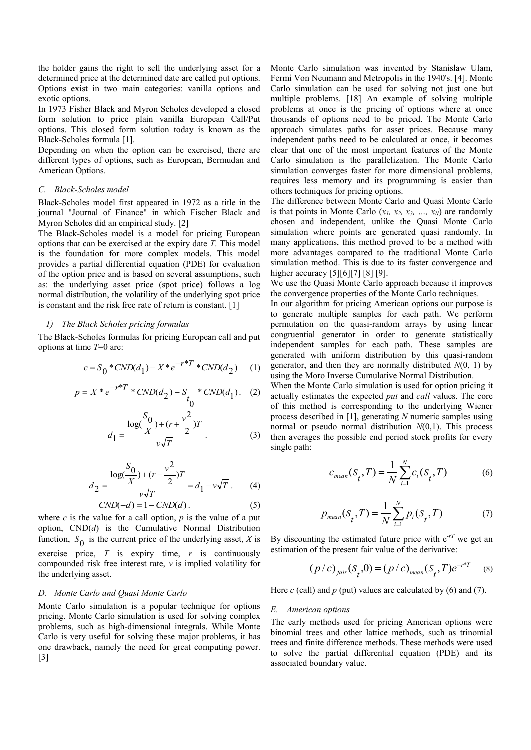the holder gains the right to sell the underlying asset for a determined price at the determined date are called put options. Options exist in two main categories: vanilla options and exotic options.

In 1973 Fisher Black and Myron Scholes developed a closed form solution to price plain vanilla European Call/Put options. This closed form solution today is known as the Black-Scholes formula [1].

Depending on when the option can be exercised, there are different types of options, such as European, Bermudan and American Options.

### C. Black-Scholes model

Black-Scholes model first appeared in 1972 as a title in the journal "Journal of Finance" in which Fischer Black and Myron Scholes did an empirical study. [2]

The Black-Scholes model is a model for pricing European options that can be exercised at the expiry date *T*. This model is the foundation for more complex models. This model provides a partial differential equation (PDE) for evaluation of the option price and is based on several assumptions, such as: the underlying asset price (spot price) follows a log normal distribution, the volatility of the underlying spot price is constant and the risk free rate of return is constant. [1]

#### 1) The Black Scholes pricing formulas

The Black-Scholes formulas for pricing European call and put options at time *T*=0 are:

$$c = S_0 * CND(d_1) - X * e^{-r*T} * CND(d_2) \quad (1)$$

$$p = X * e^{-r*T} * CND(d_2) - S_{t_0} * CND(d_1). \quad (2)$$

$$d_1 = \frac{\log(\frac{S_0}{X}) + (r + \frac{v^2}{2})T}{v\sqrt{T}}. \quad (3)$$

$$d_2 = \frac{\log(\frac{S_0}{X}) + (r - \frac{v^2}{2})T}{v\sqrt{T}} = d_1 - v\sqrt{T}. \quad (4)$$

$$CND(-d) = 1 - CND(d). \quad (5)$$

where *c* is the value for a call option, *p* is the value of a put option, CND(*d*) is the Cumulative Normal Distribution function, $S_0$ is the current price of the underlying asset, *X* is exercise price, *T* is expiry time, *r* is continuously compounded risk free interest rate, *v* is implied volatility for the underlying asset.

### D. Monte Carlo and Quasi Monte Carlo

Monte Carlo simulation is a popular technique for options pricing. Monte Carlo simulation is used for solving complex problems, such as high-dimensional integrals. While Monte Carlo is very useful for solving these major problems, it has one drawback, namely the need for great computing power. [3]

Monte Carlo simulation was invented by Stanislaw Ulam, Fermi Von Neumann and Metropolis in the 1940's. [4]. Monte Carlo simulation can be used for solving not just one but multiple problems. [18] An example of solving multiple problems at once is the pricing of options where at once thousands of options need to be priced. The Monte Carlo approach simulates paths for asset prices. Because many independent paths need to be calculated at once, it becomes clear that one of the most important features of the Monte Carlo simulation is the parallelization. The Monte Carlo simulation converges faster for more dimensional problems, requires less memory and its programming is easier than others techniques for pricing options.

The difference between Monte Carlo and Quasi Monte Carlo is that points in Monte Carlo ($x_1$, $x_2$, $x_3$, …, $x_N$) are randomly chosen and independent, unlike the Quasi Monte Carlo simulation where points are generated quasi randomly. In many applications, this method proved to be a method with more advantages compared to the traditional Monte Carlo simulation method. This is due to its faster convergence and higher accuracy [5][6][7] [8] [9].

We use the Quasi Monte Carlo approach because it improves the convergence properties of the Monte Carlo techniques.

In our algorithm for pricing American options our purpose is to generate multiple samples for each path. We perform permutation on the quasi-random arrays by using linear congruential generator in order to generate statistically independent samples for each path. These samples are generated with uniform distribution by this quasi-random generator, and then they are normally distributed *N*(0, 1) by using the Moro Inverse Cumulative Normal Distribution.

When the Monte Carlo simulation is used for option pricing it actually estimates the expected *put* and *call* values. The core of this method is corresponding to the underlying Wiener process described in [1], generating *N* numeric samples using normal or pseudo normal distribution *N*(0,1). This process then averages the possible end period stock profits for every single path:

$$c_{mean}(S_t, T) = \frac{1}{N}\sum_{i=1}^{N} c_i(S_t, T) \quad (6)$$

$$p_{mean}(S_t, T) = \frac{1}{N}\sum_{i=1}^{N} p_i(S_t, T) \quad (7)$$

By discounting the estimated future price with $e^{-rT}$ we get an estimation of the present fair value of the derivative:

$$(p/c)_{fair}(S_t, 0) = (p/c)_{mean}(S_t, T)e^{-r*T} \quad (8)$$

Here *c* (call) and *p* (put) values are calculated by (6) and (7).

### E. American options

The early methods used for pricing American options were binomial trees and other lattice methods, such as trinomial trees and finite difference methods. These methods were used to solve the partial differential equation (PDE) and its associated boundary value.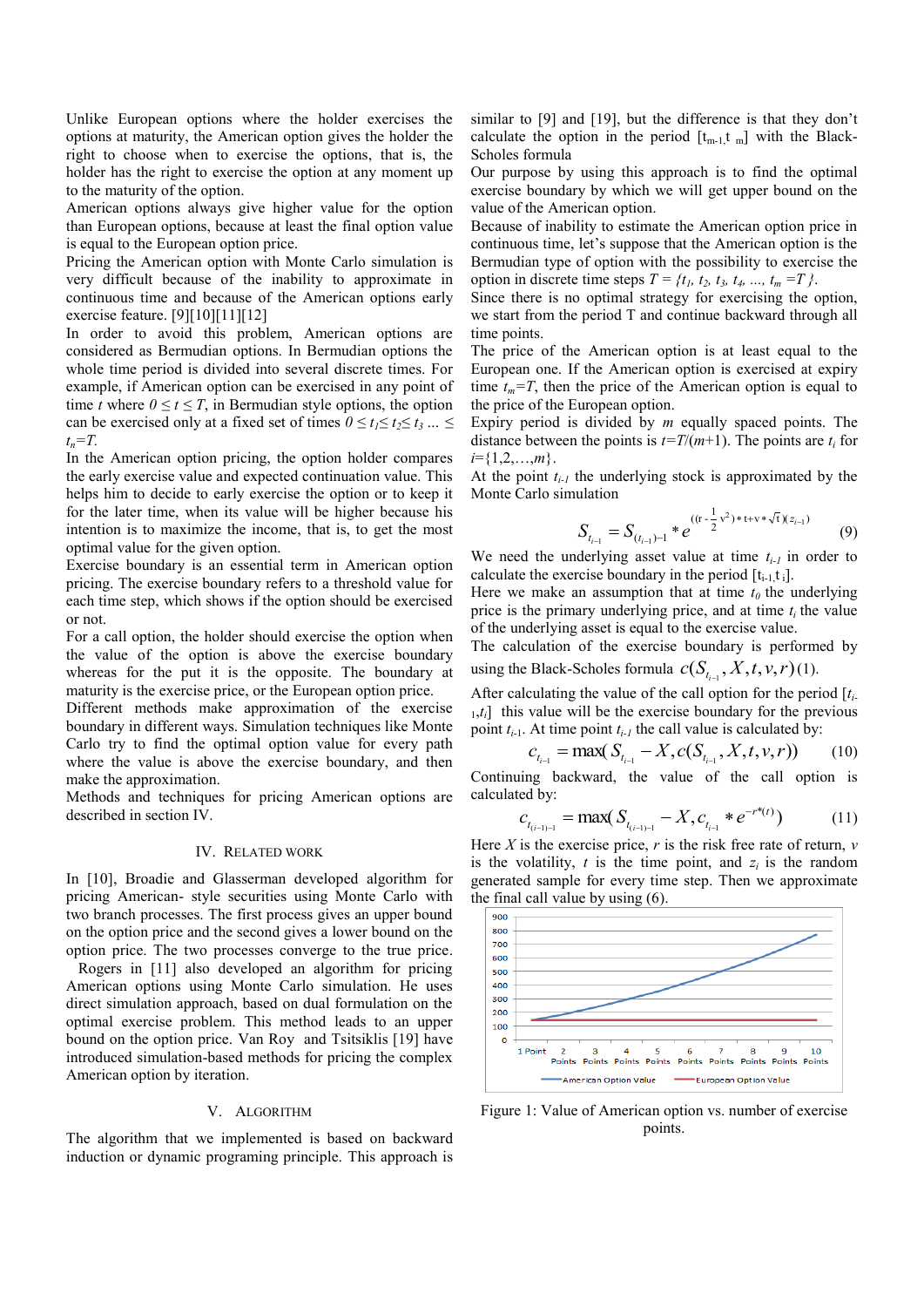Unlike European options where the holder exercises the options at maturity, the American option gives the holder the right to choose when to exercise the options, that is, the holder has the right to exercise the option at any moment up to the maturity of the option.

American options always give higher value for the option than European options, because at least the final option value is equal to the European option price.

Pricing the American option with Monte Carlo simulation is very difficult because of the inability to approximate in continuous time and because of the American options early exercise feature. [9][10][11][12]

In order to avoid this problem, American options are considered as Bermudian options. In Bermudian options the whole time period is divided into several discrete times. For example, if American option can be exercised in any point of time $t$ where $0 \leq t \leq T$, in Bermudian style options, the option can be exercised only at a fixed set of times $0 \leq t_1 \leq t_2 \leq t_3 \ldots \leq t_n = T$.

In the American option pricing, the option holder compares the early exercise value and expected continuation value. This helps him to decide to early exercise the option or to keep it for the later time, when its value will be higher because his intention is to maximize the income, that is, to get the most optimal value for the given option.

Exercise boundary is an essential term in American option pricing. The exercise boundary refers to a threshold value for each time step, which shows if the option should be exercised or not.

For a call option, the holder should exercise the option when the value of the option is above the exercise boundary whereas for the put it is the opposite. The boundary at maturity is the exercise price, or the European option price.

Different methods make approximation of the exercise boundary in different ways. Simulation techniques like Monte Carlo try to find the optimal option value for every path where the value is above the exercise boundary, and then make the approximation.

Methods and techniques for pricing American options are described in section IV.

## IV. Related Work

In [10], Broadie and Glasserman developed algorithm for pricing American- style securities using Monte Carlo with two branch processes. The first process gives an upper bound on the option price and the second gives a lower bound on the option price. The two processes converge to the true price.

Rogers in [11] also developed an algorithm for pricing American options using Monte Carlo simulation. He uses direct simulation approach, based on dual formulation on the optimal exercise problem. This method leads to an upper bound on the option price. Van Roy and Tsitsiklis [19] have introduced simulation-based methods for pricing the complex American option by iteration.

## V. Algorithm

The algorithm that we implemented is based on backward induction or dynamic programing principle. This approach is similar to [9] and [19], but the difference is that they don't calculate the option in the period $[t_{m-1}, t_m]$ with the Black-Scholes formula

Our purpose by using this approach is to find the optimal exercise boundary by which we will get upper bound on the value of the American option.

Because of inability to estimate the American option price in continuous time, let's suppose that the American option is the Bermudian type of option with the possibility to exercise the option in discrete time steps $T = \{t_1, t_2, t_3, t_4, \ldots, t_m = T\}$.

Since there is no optimal strategy for exercising the option, we start from the period T and continue backward through all time points.

The price of the American option is at least equal to the European one. If the American option is exercised at expiry time $t_m = T$, then the price of the American option is equal to the price of the European option.

Expiry period is divided by $m$ equally spaced points. The distance between the points is $t = T/(m+1)$. The points are $t_i$ for $i = \{1, 2, \ldots, m\}$.

At the point $t_{i-1}$ the underlying stock is approximated by the Monte Carlo simulation

$$S_{t_{i-1}} = S_{(t_{i-1})-1} * e^{((r - \frac{1}{2}v^2)*t + v*\sqrt{t})(z_{i-1})} \qquad (9)$$

We need the underlying asset value at time $t_{i-1}$ in order to calculate the exercise boundary in the period $[t_{i-1}, t_i]$.

Here we make an assumption that at time $t_0$ the underlying price is the primary underlying price, and at time $t_i$ the value of the underlying asset is equal to the exercise value.

The calculation of the exercise boundary is performed by using the Black-Scholes formula $c(S_{t_{i-1}}, X, t, v, r)$ (1).

After calculating the value of the call option for the period $[t_{i-1}, t_i]$ this value will be the exercise boundary for the previous point $t_{i-1}$. At time point $t_{i-1}$ the call value is calculated by:

$$c_{t_{i-1}} = \max(S_{t_{i-1}} - X, c(S_{t_{i-1}}, X, t, v, r)) \qquad (10)$$

Continuing backward, the value of the call option is calculated by:

$$c_{t_{(i-1)-1}} = \max(S_{t_{(i-1)-1}} - X, c_{t_{i-1}} * e^{-r*(t)}) \qquad (11)$$

Here $X$ is the exercise price, $r$ is the risk free rate of return, $v$ is the volatility, $t$ is the time point, and $z_i$ is the random generated sample for every time step. Then we approximate the final call value by using (6).

Figure 1: Value of American option vs. number of exercise points.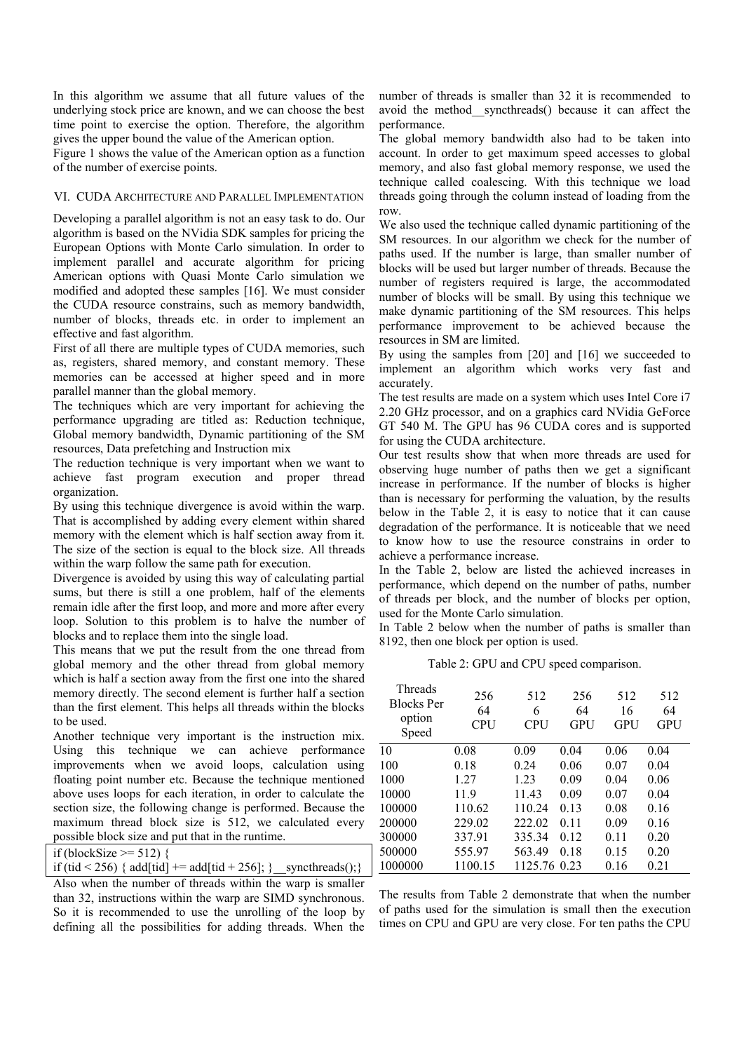In this algorithm we assume that all future values of the underlying stock price are known, and we can choose the best time point to exercise the option. Therefore, the algorithm gives the upper bound the value of the American option.

Figure 1 shows the value of the American option as a function of the number of exercise points.

## VI. CUDA Architecture and Parallel Implementation

Developing a parallel algorithm is not an easy task to do. Our algorithm is based on the NVidia SDK samples for pricing the European Options with Monte Carlo simulation. In order to implement parallel and accurate algorithm for pricing American options with Quasi Monte Carlo simulation we modified and adopted these samples [16]. We must consider the CUDA resource constrains, such as memory bandwidth, number of blocks, threads etc. in order to implement an effective and fast algorithm.

First of all there are multiple types of CUDA memories, such as, registers, shared memory, and constant memory. These memories can be accessed at higher speed and in more parallel manner than the global memory.

The techniques which are very important for achieving the performance upgrading are titled as: Reduction technique, Global memory bandwidth, Dynamic partitioning of the SM resources, Data prefetching and Instruction mix

The reduction technique is very important when we want to achieve fast program execution and proper thread organization.

By using this technique divergence is avoid within the warp. That is accomplished by adding every element within shared memory with the element which is half section away from it. The size of the section is equal to the block size. All threads within the warp follow the same path for execution.

Divergence is avoided by using this way of calculating partial sums, but there is still a one problem, half of the elements remain idle after the first loop, and more and more after every loop. Solution to this problem is to halve the number of blocks and to replace them into the single load.

This means that we put the result from the one thread from global memory and the other thread from global memory which is half a section away from the first one into the shared memory directly. The second element is further half a section than the first element. This helps all threads within the blocks to be used.

Another technique very important is the instruction mix. Using this technique we can achieve performance improvements when we avoid loops, calculation using floating point number etc. Because the technique mentioned above uses loops for each iteration, in order to calculate the section size, the following change is performed. Because the maximum thread block size is 512, we calculated every possible block size and put that in the runtime.

```
if (blockSize >= 512) {
if (tid < 256) { add[tid] += add[tid + 256]; }__syncthreads();}
```

Also when the number of threads within the warp is smaller than 32, instructions within the warp are SIMD synchronous. So it is recommended to use the unrolling of the loop by defining all the possibilities for adding threads. When the number of threads is smaller than 32 it is recommended to avoid the method__syncthreads() because it can affect the performance.

The global memory bandwidth also had to be taken into account. In order to get maximum speed accesses to global memory, and also fast global memory response, we used the technique called coalescing. With this technique we load threads going through the column instead of loading from the row.

We also used the technique called dynamic partitioning of the SM resources. In our algorithm we check for the number of paths used. If the number is large, than smaller number of blocks will be used but larger number of threads. Because the number of registers required is large, the accommodated number of blocks will be small. By using this technique we make dynamic partitioning of the SM resources. This helps performance improvement to be achieved because the resources in SM are limited.

By using the samples from [20] and [16] we succeeded to implement an algorithm which works very fast and accurately.

The test results are made on a system which uses Intel Core i7 2.20 GHz processor, and on a graphics card NVidia GeForce GT 540 M. The GPU has 96 CUDA cores and is supported for using the CUDA architecture.

Our test results show that when more threads are used for observing huge number of paths then we get a significant increase in performance. If the number of blocks is higher than is necessary for performing the valuation, by the results below in the Table 2, it is easy to notice that it can cause degradation of the performance. It is noticeable that we need to know how to use the resource constrains in order to achieve a performance increase.

In the Table 2, below are listed the achieved increases in performance, which depend on the number of paths, number of threads per block, and the number of blocks per option, used for the Monte Carlo simulation.

In Table 2 below when the number of paths is smaller than 8192, then one block per option is used.

Table 2: GPU and CPU speed comparison.

| Threads<br>Blocks Per option<br>Speed | 256<br>64<br>CPU | 512<br>6<br>CPU | 256<br>64<br>GPU | 512<br>16<br>GPU | 512<br>64<br>GPU |
|---|---|---|---|---|---|
| 10 | 0.08 | 0.09 | 0.04 | 0.06 | 0.04 |
| 100 | 0.18 | 0.24 | 0.06 | 0.07 | 0.04 |
| 1000 | 1.27 | 1.23 | 0.09 | 0.04 | 0.06 |
| 10000 | 11.9 | 11.43 | 0.09 | 0.07 | 0.04 |
| 100000 | 110.62 | 110.24 | 0.13 | 0.08 | 0.16 |
| 200000 | 229.02 | 222.02 | 0.11 | 0.09 | 0.16 |
| 300000 | 337.91 | 335.34 | 0.12 | 0.11 | 0.20 |
| 500000 | 555.97 | 563.49 | 0.18 | 0.15 | 0.20 |
| 1000000 | 1100.15 | 1125.76 | 0.23 | 0.16 | 0.21 |

The results from Table 2 demonstrate that when the number of paths used for the simulation is small then the execution times on CPU and GPU are very close. For ten paths the CPU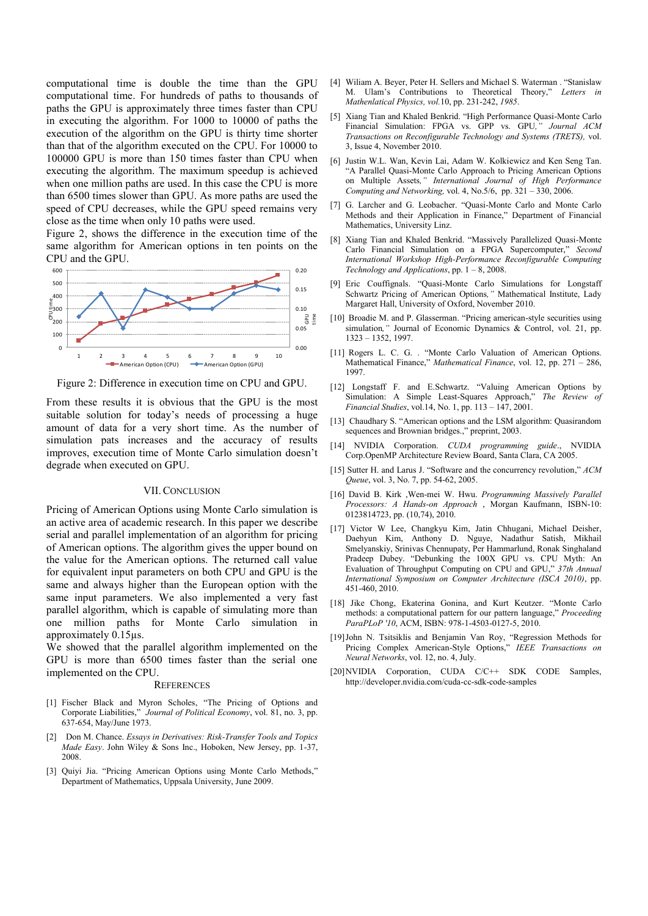computational time is double the time than the GPU computational time. For hundreds of paths to thousands of paths the GPU is approximately three times faster than CPU in executing the algorithm. For 1000 to 10000 of paths the execution of the algorithm on the GPU is thirty time shorter than that of the algorithm executed on the CPU. For 10000 to 100000 GPU is more than 150 times faster than CPU when executing the algorithm. The maximum speedup is achieved when one million paths are used. In this case the CPU is more than 6500 times slower than GPU. As more paths are used the speed of CPU decreases, while the GPU speed remains very close as the time when only 10 paths were used.

Figure 2, shows the difference in the execution time of the same algorithm for American options in ten points on the CPU and the GPU.

600
500
400
300
200
100
0
CPU time
0.20
0.15
0.10
0.05
0.00
GPU time
1 2 3 4 5 6 7 8 9 10
American Option (CPU)
American Option (GPU)

Figure 2: Difference in execution time on CPU and GPU.

From these results it is obvious that the GPU is the most suitable solution for today's needs of processing a huge amount of data for a very short time. As the number of simulation pats increases and the accuracy of results improves, execution time of Monte Carlo simulation doesn't degrade when executed on GPU.

## VII. Conclusion

Pricing of American Options using Monte Carlo simulation is an active area of academic research. In this paper we describe serial and parallel implementation of an algorithm for pricing of American options. The algorithm gives the upper bound on the value for the American options. The returned call value for equivalent input parameters on both CPU and GPU is the same and always higher than the European option with the same input parameters. We also implemented a very fast parallel algorithm, which is capable of simulating more than one million paths for Monte Carlo simulation in approximately 0.15µs.

We showed that the parallel algorithm implemented on the GPU is more than 6500 times faster than the serial one implemented on the CPU.

## References

[1] Fischer Black and Myron Scholes, "The Pricing of Options and Corporate Liabilities," *Journal of Political Economy*, vol. 81, no. 3, pp. 637-654, May/June 1973.

[2] Don M. Chance. *Essays in Derivatives: Risk-Transfer Tools and Topics Made Easy*. John Wiley & Sons Inc., Hoboken, New Jersey, pp. 1-37, 2008.

[3] Quiyi Jia. "Pricing American Options using Monte Carlo Methods," Department of Mathematics, Uppsala University, June 2009.

[4] Wiliam A. Beyer, Peter H. Sellers and Michael S. Waterman . "Stanislaw M. Ulam's Contributions to Theoretical Theory," *Letters in Mathenlatical Physics, vol.*10, pp. 231-242, *1985*.

[5] Xiang Tian and Khaled Benkrid. "High Performance Quasi-Monte Carlo Financial Simulation: FPGA vs. GPP vs. GPU," *Journal ACM Transactions on Reconfigurable Technology and Systems (TRETS),* vol. 3, Issue 4, November 2010.

[6] Justin W.L. Wan, Kevin Lai, Adam W. Kolkiewicz and Ken Seng Tan. "A Parallel Quasi-Monte Carlo Approach to Pricing American Options on Multiple Assets," *International Journal of High Performance Computing and Networking,* vol. 4, No.5/6, pp. 321 – 330, 2006.

[7] G. Larcher and G. Leobacher. "Quasi-Monte Carlo and Monte Carlo Methods and their Application in Finance," Department of Financial Mathematics, University Linz.

[8] Xiang Tian and Khaled Benkrid. "Massively Parallelized Quasi-Monte Carlo Financial Simulation on a FPGA Supercomputer," *Second International Workshop High-Performance Reconfigurable Computing Technology and Applications*, pp. 1 – 8, 2008.

[9] Eric Couffignals. "Quasi-Monte Carlo Simulations for Longstaff Schwartz Pricing of American Options," Mathematical Institute, Lady Margaret Hall, University of Oxford, November 2010.

[10] Broadie M. and P. Glasserman. "Pricing american-style securities using simulation," Journal of Economic Dynamics & Control, vol. 21, pp. 1323 – 1352, 1997.

[11] Rogers L. C. G. . "Monte Carlo Valuation of American Options. Mathematical Finance," *Mathematical Finance*, vol. 12, pp. 271 – 286, 1997.

[12] Longstaff F. and E.Schwartz. "Valuing American Options by Simulation: A Simple Least-Squares Approach," *The Review of Financial Studies*, vol.14, No. 1, pp. 113 – 147, 2001.

[13] Chaudhary S. "American options and the LSM algorithm: Quasirandom sequences and Brownian bridges.," preprint, 2003.

[14] NVIDIA Corporation. *CUDA programming guide*., NVIDIA Corp.OpenMP Architecture Review Board, Santa Clara, CA 2005.

[15] Sutter H. and Larus J. "Software and the concurrency revolution," *ACM Queue*, vol. 3, No. 7, pp. 54-62, 2005.

[16] David B. Kirk ,Wen-mei W. Hwu. *Programming Massively Parallel Processors: A Hands-on Approach* , Morgan Kaufmann, ISBN-10: 0123814723, pp. (10,74), 2010.

[17] Victor W Lee, Changkyu Kim, Jatin Chhugani, Michael Deisher, Daehyun Kim, Anthony D. Nguye, Nadathur Satish, Mikhail Smelyanskiy, Srinivas Chennupaty, Per Hammarlund, Ronak Singhaland Pradeep Dubey. "Debunking the 100X GPU vs. CPU Myth: An Evaluation of Throughput Computing on CPU and GPU," *37th Annual International Symposium on Computer Architecture (ISCA 2010)*, pp. 451-460, 2010.

[18] Jike Chong, Ekaterina Gonina, and Kurt Keutzer. "Monte Carlo methods: a computational pattern for our pattern language," *Proceeding ParaPLoP '10*, ACM, ISBN: 978-1-4503-0127-5, 2010.

[19] John N. Tsitsiklis and Benjamin Van Roy, "Regression Methods for Pricing Complex American-Style Options," *IEEE Transactions on Neural Networks*, vol. 12, no. 4, July.

[20] NVIDIA Corporation, CUDA C/C++ SDK CODE Samples, http://developer.nvidia.com/cuda-cc-sdk-code-samples